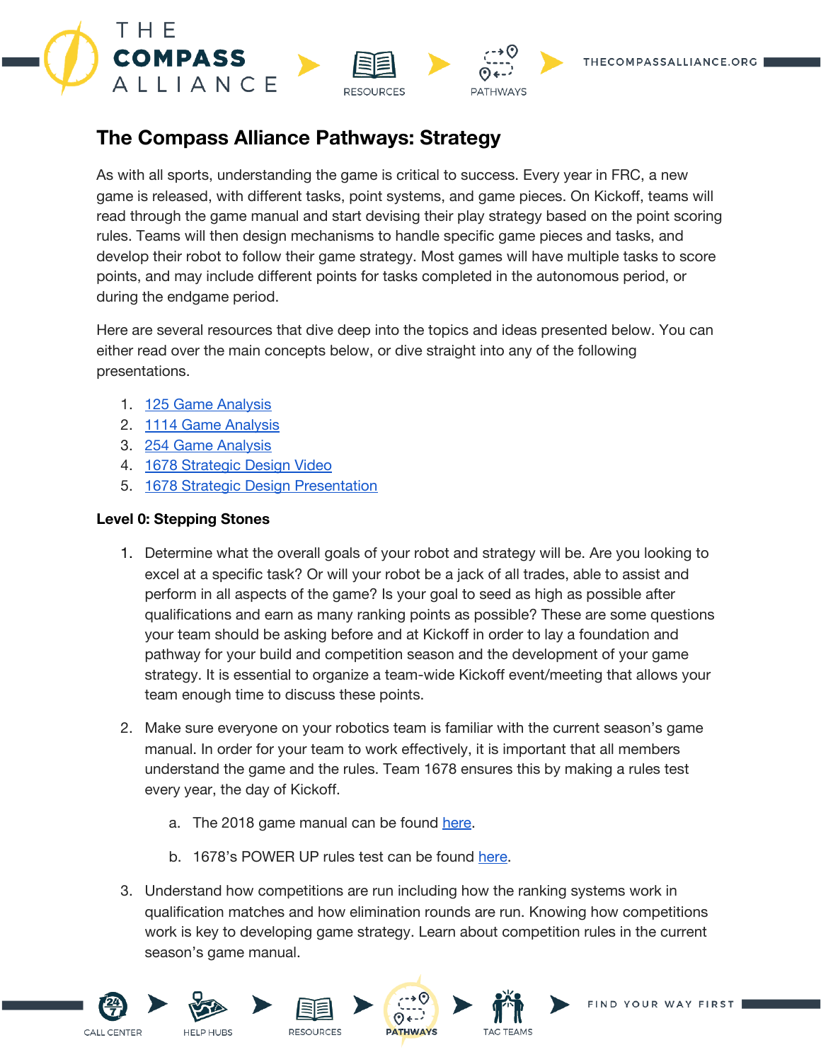# The Compass Alliance Pathways: Strategy

As with all sports, understanding the game is critical to success. Every year in FRC, a new game is released, with different tasks, point systems, and game pieces. On Kickoff, teams will read through the game manual and start devising their play strategy based on the point scoring rules. Teams will then design mechanisms to handle specific game pieces and tasks, and develop their robot to follow their game strategy. Most games will have multiple tasks to score points, and may include different points for tasks completed in the autonomous period, or during the endgame period.

Here are several resources that dive deep into the topics and ideas presented below. You can either read over the main concepts below, or dive straight into any of the following presentations.

1. 125 Game Analysis
2. 1114 Game Analysis
3. 254 Game Analysis
4. 1678 Strategic Design Video
5. 1678 Strategic Design Presentation

**Level 0: Stepping Stones**

1. Determine what the overall goals of your robot and strategy will be. Are you looking to excel at a specific task? Or will your robot be a jack of all trades, able to assist and perform in all aspects of the game? Is your goal to seed as high as possible after qualifications and earn as many ranking points as possible? These are some questions your team should be asking before and at Kickoff in order to lay a foundation and pathway for your build and competition season and the development of your game strategy. It is essential to organize a team-wide Kickoff event/meeting that allows your team enough time to discuss these points.

2. Make sure everyone on your robotics team is familiar with the current season's game manual. In order for your team to work effectively, it is important that all members understand the game and the rules. Team 1678 ensures this by making a rules test every year, the day of Kickoff.

    a. The 2018 game manual can be found here.

    b. 1678's POWER UP rules test can be found here.

3. Understand how competitions are run including how the ranking systems work in qualification matches and how elimination rounds are run. Knowing how competitions work is key to developing game strategy. Learn about competition rules in the current season's game manual.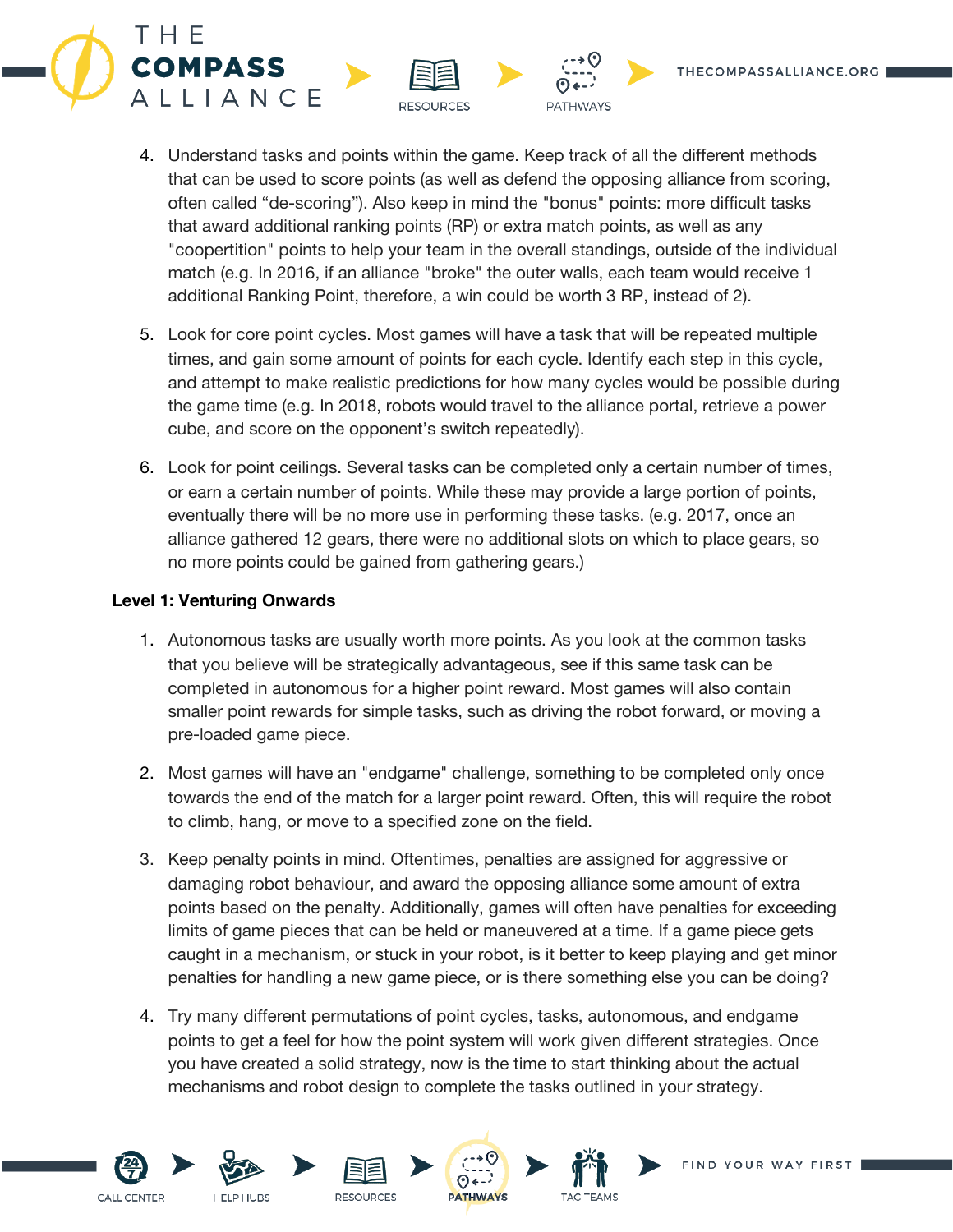4. Understand tasks and points within the game. Keep track of all the different methods that can be used to score points (as well as defend the opposing alliance from scoring, often called "de-scoring"). Also keep in mind the "bonus" points: more difficult tasks that award additional ranking points (RP) or extra match points, as well as any "coopertition" points to help your team in the overall standings, outside of the individual match (e.g. In 2016, if an alliance "broke" the outer walls, each team would receive 1 additional Ranking Point, therefore, a win could be worth 3 RP, instead of 2).

5. Look for core point cycles. Most games will have a task that will be repeated multiple times, and gain some amount of points for each cycle. Identify each step in this cycle, and attempt to make realistic predictions for how many cycles would be possible during the game time (e.g. In 2018, robots would travel to the alliance portal, retrieve a power cube, and score on the opponent's switch repeatedly).

6. Look for point ceilings. Several tasks can be completed only a certain number of times, or earn a certain number of points. While these may provide a large portion of points, eventually there will be no more use in performing these tasks. (e.g. 2017, once an alliance gathered 12 gears, there were no additional slots on which to place gears, so no more points could be gained from gathering gears.)

**Level 1: Venturing Onwards**

1. Autonomous tasks are usually worth more points. As you look at the common tasks that you believe will be strategically advantageous, see if this same task can be completed in autonomous for a higher point reward. Most games will also contain smaller point rewards for simple tasks, such as driving the robot forward, or moving a pre-loaded game piece.

2. Most games will have an "endgame" challenge, something to be completed only once towards the end of the match for a larger point reward. Often, this will require the robot to climb, hang, or move to a specified zone on the field.

3. Keep penalty points in mind. Oftentimes, penalties are assigned for aggressive or damaging robot behaviour, and award the opposing alliance some amount of extra points based on the penalty. Additionally, games will often have penalties for exceeding limits of game pieces that can be held or maneuvered at a time. If a game piece gets caught in a mechanism, or stuck in your robot, is it better to keep playing and get minor penalties for handling a new game piece, or is there something else you can be doing?

4. Try many different permutations of point cycles, tasks, autonomous, and endgame points to get a feel for how the point system will work given different strategies. Once you have created a solid strategy, now is the time to start thinking about the actual mechanisms and robot design to complete the tasks outlined in your strategy.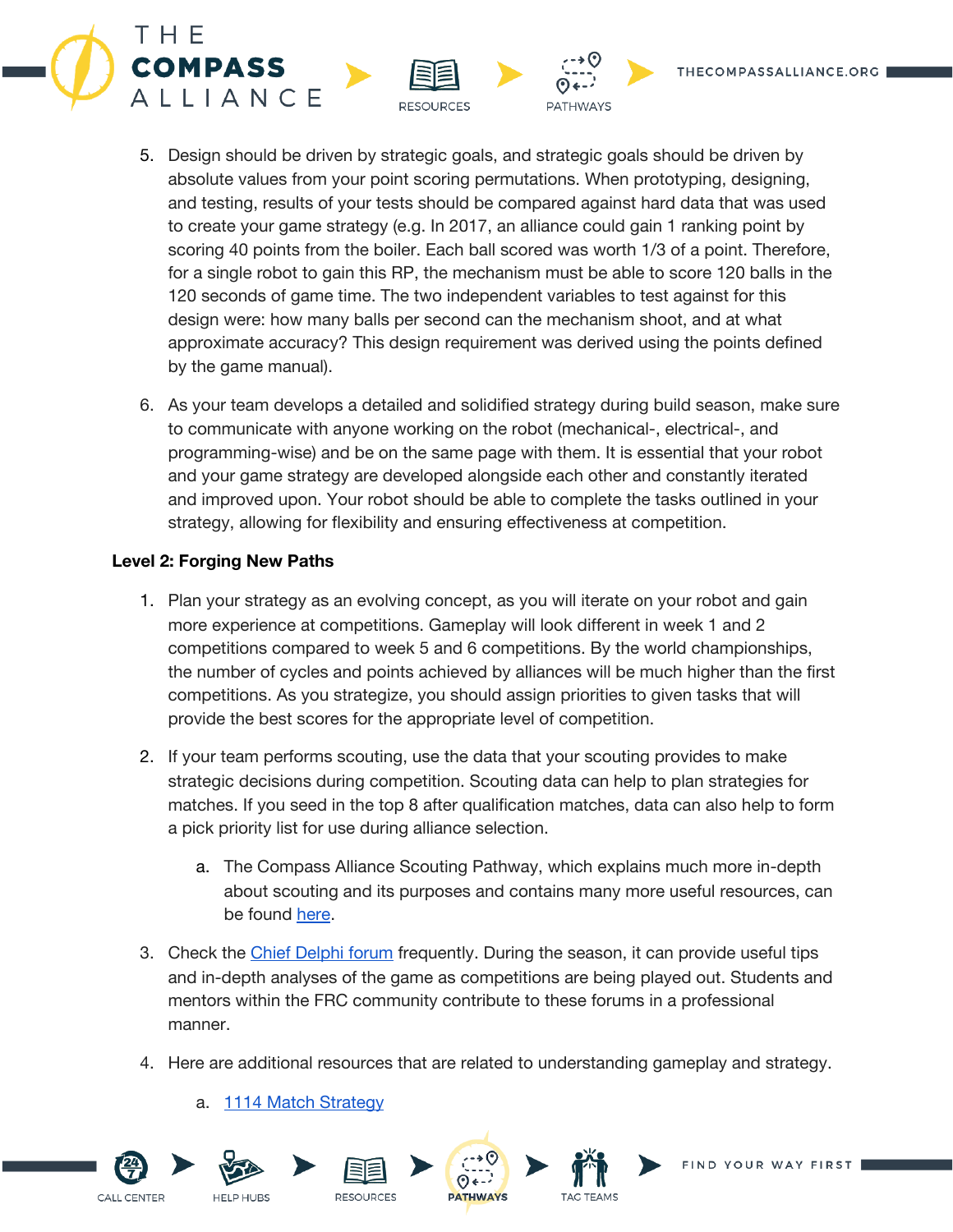5. Design should be driven by strategic goals, and strategic goals should be driven by absolute values from your point scoring permutations. When prototyping, designing, and testing, results of your tests should be compared against hard data that was used to create your game strategy (e.g. In 2017, an alliance could gain 1 ranking point by scoring 40 points from the boiler. Each ball scored was worth 1/3 of a point. Therefore, for a single robot to gain this RP, the mechanism must be able to score 120 balls in the 120 seconds of game time. The two independent variables to test against for this design were: how many balls per second can the mechanism shoot, and at what approximate accuracy? This design requirement was derived using the points defined by the game manual).

6. As your team develops a detailed and solidified strategy during build season, make sure to communicate with anyone working on the robot (mechanical-, electrical-, and programming-wise) and be on the same page with them. It is essential that your robot and your game strategy are developed alongside each other and constantly iterated and improved upon. Your robot should be able to complete the tasks outlined in your strategy, allowing for flexibility and ensuring effectiveness at competition.

**Level 2: Forging New Paths**

1. Plan your strategy as an evolving concept, as you will iterate on your robot and gain more experience at competitions. Gameplay will look different in week 1 and 2 competitions compared to week 5 and 6 competitions. By the world championships, the number of cycles and points achieved by alliances will be much higher than the first competitions. As you strategize, you should assign priorities to given tasks that will provide the best scores for the appropriate level of competition.

2. If your team performs scouting, use the data that your scouting provides to make strategic decisions during competition. Scouting data can help to plan strategies for matches. If you seed in the top 8 after qualification matches, data can also help to form a pick priority list for use during alliance selection.

    a. The Compass Alliance Scouting Pathway, which explains much more in-depth about scouting and its purposes and contains many more useful resources, can be found here.

3. Check the Chief Delphi forum frequently. During the season, it can provide useful tips and in-depth analyses of the game as competitions are being played out. Students and mentors within the FRC community contribute to these forums in a professional manner.

4. Here are additional resources that are related to understanding gameplay and strategy.

    a. 1114 Match Strategy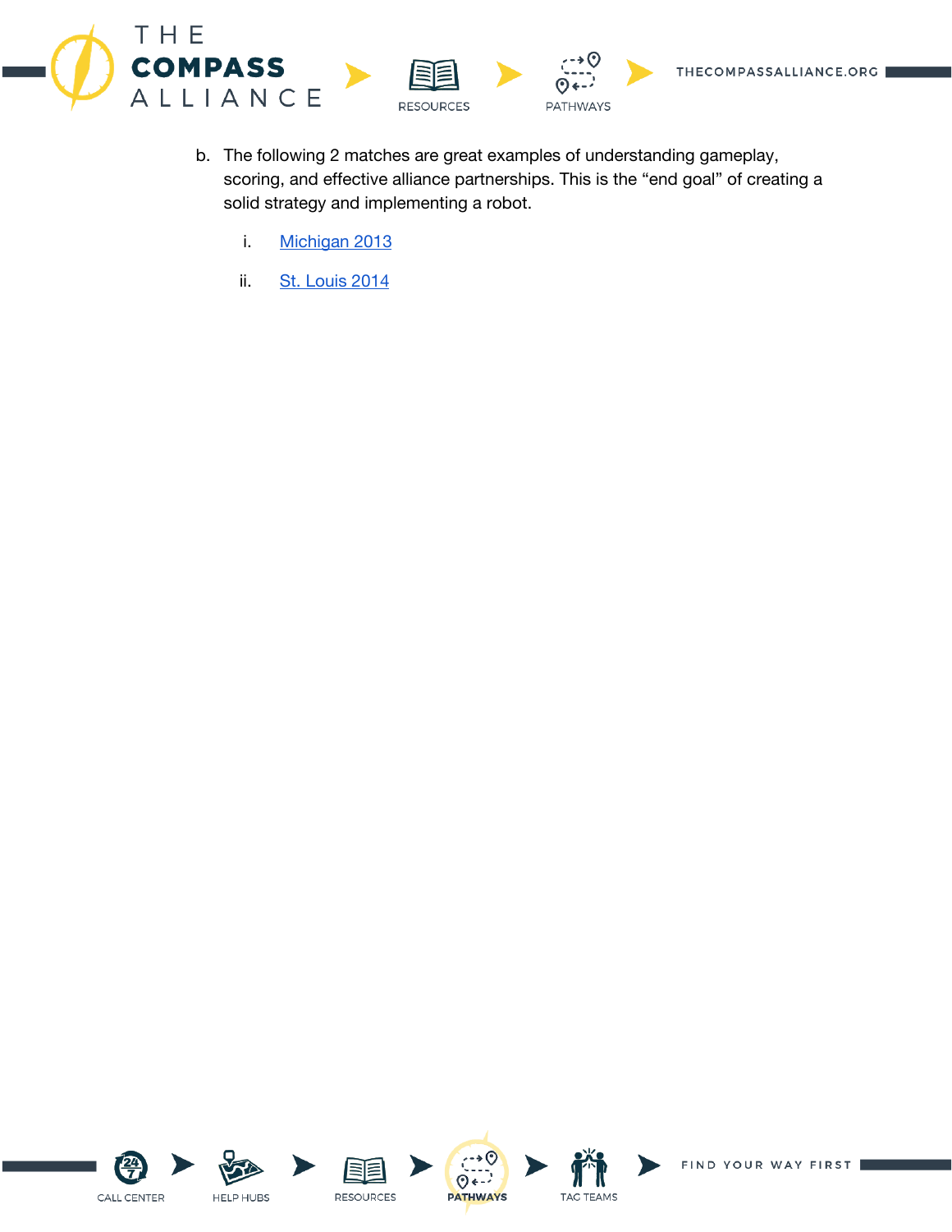b. The following 2 matches are great examples of understanding gameplay, scoring, and effective alliance partnerships. This is the “end goal” of creating a solid strategy and implementing a robot.

   i. Michigan 2013

   ii. St. Louis 2014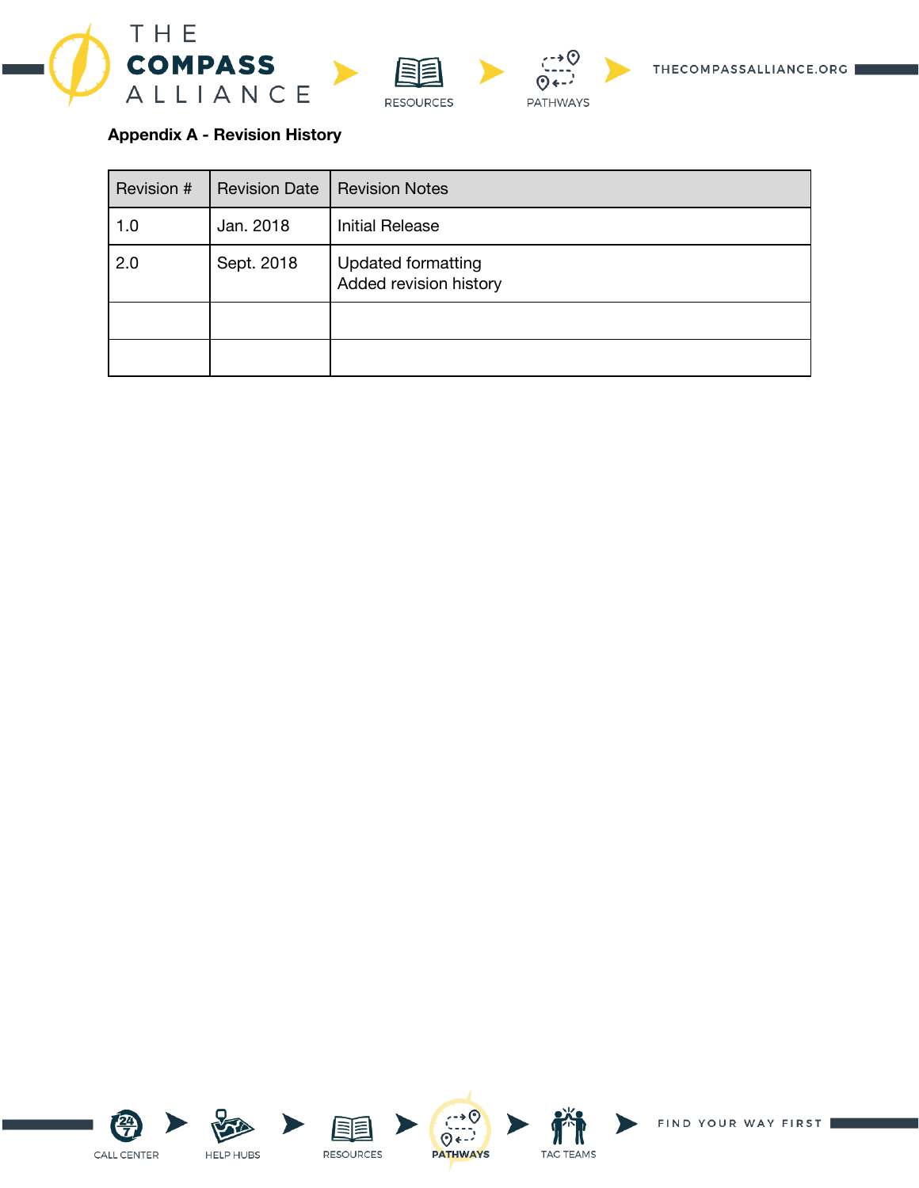**Appendix A - Revision History**

| Revision # | Revision Date | Revision Notes |
|---|---|---|
| 1.0 | Jan. 2018 | Initial Release |
| 2.0 | Sept. 2018 | Updated formatting<br>Added revision history |
| | | |
| | | |